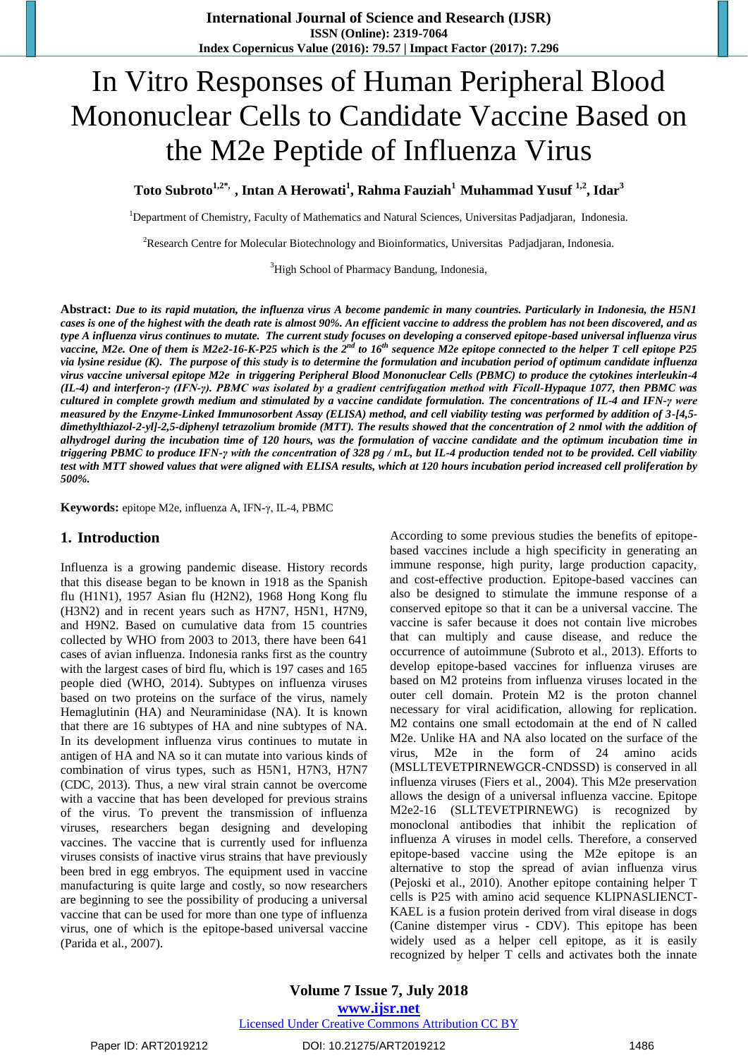# In Vitro Responses of Human Peripheral Blood Mononuclear Cells to Candidate Vaccine Based on the M2e Peptide of Influenza Virus

**Toto Subroto[1,2*], Intan A Herowati[1], Rahma Fauziah[1] Muhammad Yusuf [1,2], Idar[3]**

[1]Department of Chemistry, Faculty of Mathematics and Natural Sciences, Universitas Padjadjaran, Indonesia.

[2]Research Centre for Molecular Biotechnology and Bioinformatics, Universitas Padjadjaran, Indonesia.

[3]High School of Pharmacy Bandung, Indonesia,

**Abstract:** ***Due to its rapid mutation, the influenza virus A become pandemic in many countries. Particularly in Indonesia, the H5N1 cases is one of the highest with the death rate is almost 90%. An efficient vaccine to address the problem has not been discovered, and as type A influenza virus continues to mutate. The current study focuses on developing a conserved epitope-based universal influenza virus vaccine, M2e. One of them is M2e2-16-K-P25 which is the 2<sup>nd</sup> to 16<sup>th</sup> sequence M2e epitope connected to the helper T cell epitope P25 via lysine residue (K). The purpose of this study is to determine the formulation and incubation period of optimum candidate influenza virus vaccine universal epitope M2e in triggering Peripheral Blood Mononuclear Cells (PBMC) to produce the cytokines interleukin-4 (IL-4) and interferon-γ (IFN-γ). PBMC was isolated by a gradient centrifugation method with Ficoll-Hypaque 1077, then PBMC was cultured in complete growth medium and stimulated by a vaccine candidate formulation. The concentrations of IL-4 and IFN-γ were measured by the Enzyme-Linked Immunosorbent Assay (ELISA) method, and cell viability testing was performed by addition of 3-[4,5-dimethylthiazol-2-yl]-2,5-diphenyl tetrazolium bromide (MTT). The results showed that the concentration of 2 nmol with the addition of alhydrogel during the incubation time of 120 hours, was the formulation of vaccine candidate and the optimum incubation time in triggering PBMC to produce IFN-γ with the concentration of 328 pg / mL, but IL-4 production tended not to be provided. Cell viability test with MTT showed values that were aligned with ELISA results, which at 120 hours incubation period increased cell proliferation by 500%.***

**Keywords:** epitope M2e, influenza A, IFN-γ, IL-4, PBMC

## 1. Introduction

Influenza is a growing pandemic disease. History records that this disease began to be known in 1918 as the Spanish flu (H1N1), 1957 Asian flu (H2N2), 1968 Hong Kong flu (H3N2) and in recent years such as H7N7, H5N1, H7N9, and H9N2. Based on cumulative data from 15 countries collected by WHO from 2003 to 2013, there have been 641 cases of avian influenza. Indonesia ranks first as the country with the largest cases of bird flu, which is 197 cases and 165 people died (WHO, 2014). Subtypes on influenza viruses based on two proteins on the surface of the virus, namely Hemaglutinin (HA) and Neuraminidase (NA). It is known that there are 16 subtypes of HA and nine subtypes of NA. In its development influenza virus continues to mutate in antigen of HA and NA so it can mutate into various kinds of combination of virus types, such as H5N1, H7N3, H7N7 (CDC, 2013). Thus, a new viral strain cannot be overcome with a vaccine that has been developed for previous strains of the virus. To prevent the transmission of influenza viruses, researchers began designing and developing vaccines. The vaccine that is currently used for influenza viruses consists of inactive virus strains that have previously been bred in egg embryos. The equipment used in vaccine manufacturing is quite large and costly, so now researchers are beginning to see the possibility of producing a universal vaccine that can be used for more than one type of influenza virus, one of which is the epitope-based universal vaccine (Parida et al., 2007).

According to some previous studies the benefits of epitope-based vaccines include a high specificity in generating an immune response, high purity, large production capacity, and cost-effective production. Epitope-based vaccines can also be designed to stimulate the immune response of a conserved epitope so that it can be a universal vaccine. The vaccine is safer because it does not contain live microbes that can multiply and cause disease, and reduce the occurrence of autoimmune (Subroto et al., 2013). Efforts to develop epitope-based vaccines for influenza viruses are based on M2 proteins from influenza viruses located in the outer cell domain. Protein M2 is the proton channel necessary for viral acidification, allowing for replication. M2 contains one small ectodomain at the end of N called M2e. Unlike HA and NA also located on the surface of the virus, M2e in the form of 24 amino acids (MSLLTEVETPIRNEWGCR-CNDSSD) is conserved in all influenza viruses (Fiers et al., 2004). This M2e preservation allows the design of a universal influenza vaccine. Epitope M2e2-16 (SLLTEVETPIRNEWG) is recognized by monoclonal antibodies that inhibit the replication of influenza A viruses in model cells. Therefore, a conserved epitope-based vaccine using the M2e epitope is an alternative to stop the spread of avian influenza virus (Pejoski et al., 2010). Another epitope containing helper T cells is P25 with amino acid sequence KLIPNASLIENCT-KAEL is a fusion protein derived from viral disease in dogs (Canine distemper virus - CDV). This epitope has been widely used as a helper cell epitope, as it is easily recognized by helper T cells and activates both the innate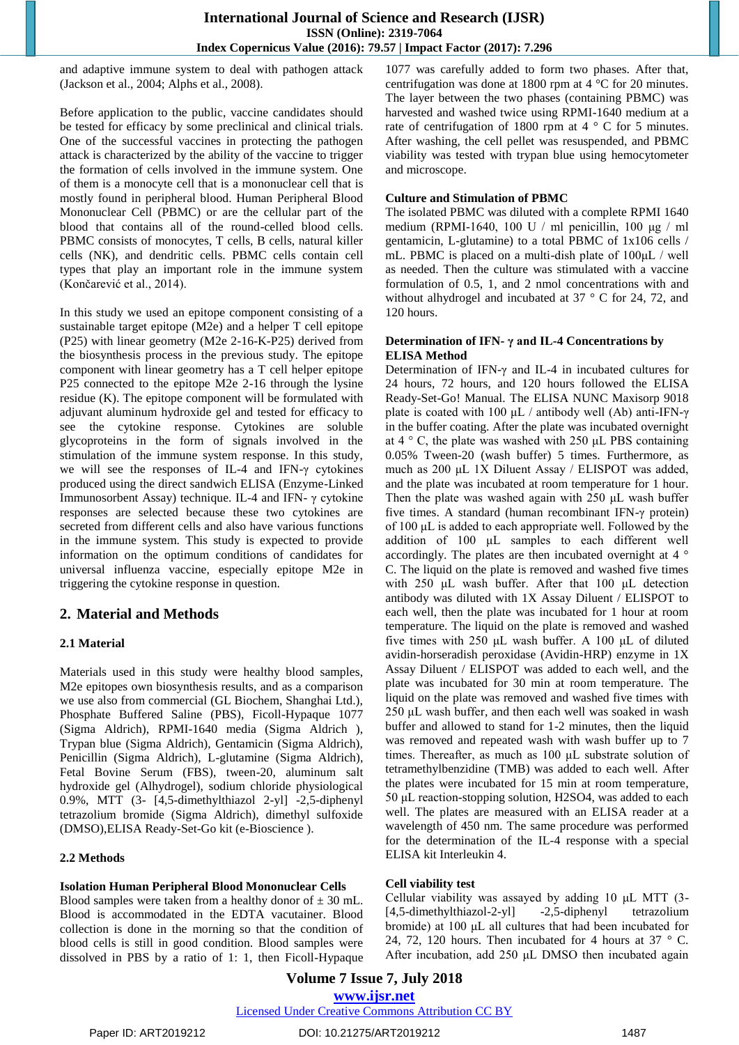and adaptive immune system to deal with pathogen attack (Jackson et al., 2004; Alphs et al., 2008).

Before application to the public, vaccine candidates should be tested for efficacy by some preclinical and clinical trials. One of the successful vaccines in protecting the pathogen attack is characterized by the ability of the vaccine to trigger the formation of cells involved in the immune system. One of them is a monocyte cell that is a mononuclear cell that is mostly found in peripheral blood. Human Peripheral Blood Mononuclear Cell (PBMC) or are the cellular part of the blood that contains all of the round-celled blood cells. PBMC consists of monocytes, T cells, B cells, natural killer cells (NK), and dendritic cells. PBMC cells contain cell types that play an important role in the immune system (Končarević et al., 2014).

In this study we used an epitope component consisting of a sustainable target epitope (M2e) and a helper T cell epitope (P25) with linear geometry (M2e 2-16-K-P25) derived from the biosynthesis process in the previous study. The epitope component with linear geometry has a T cell helper epitope P25 connected to the epitope M2e 2-16 through the lysine residue (K). The epitope component will be formulated with adjuvant aluminum hydroxide gel and tested for efficacy to see the cytokine response. Cytokines are soluble glycoproteins in the form of signals involved in the stimulation of the immune system response. In this study, we will see the responses of IL-4 and IFN-γ cytokines produced using the direct sandwich ELISA (Enzyme-Linked Immunosorbent Assay) technique. IL-4 and IFN- γ cytokine responses are selected because these two cytokines are secreted from different cells and also have various functions in the immune system. This study is expected to provide information on the optimum conditions of candidates for universal influenza vaccine, especially epitope M2e in triggering the cytokine response in question.

## 2. Material and Methods

### 2.1 Material

Materials used in this study were healthy blood samples, M2e epitopes own biosynthesis results, and as a comparison we use also from commercial (GL Biochem, Shanghai Ltd.), Phosphate Buffered Saline (PBS), Ficoll-Hypaque 1077 (Sigma Aldrich), RPMI-1640 media (Sigma Aldrich ), Trypan blue (Sigma Aldrich), Gentamicin (Sigma Aldrich), Penicillin (Sigma Aldrich), L-glutamine (Sigma Aldrich), Fetal Bovine Serum (FBS), tween-20, aluminum salt hydroxide gel (Alhydrogel), sodium chloride physiological 0.9%, MTT (3- [4,5-dimethylthiazol 2-yl] -2,5-diphenyl tetrazolium bromide (Sigma Aldrich), dimethyl sulfoxide (DMSO),ELISA Ready-Set-Go kit (e-Bioscience ).

### 2.2 Methods

#### Isolation Human Peripheral Blood Mononuclear Cells

Blood samples were taken from a healthy donor of ± 30 mL. Blood is accommodated in the EDTA vacutainer. Blood collection is done in the morning so that the condition of blood cells is still in good condition. Blood samples were dissolved in PBS by a ratio of 1: 1, then Ficoll-Hypaque 1077 was carefully added to form two phases. After that, centrifugation was done at 1800 rpm at 4 °C for 20 minutes. The layer between the two phases (containing PBMC) was harvested and washed twice using RPMI-1640 medium at a rate of centrifugation of 1800 rpm at 4 ° C for 5 minutes. After washing, the cell pellet was resuspended, and PBMC viability was tested with trypan blue using hemocytometer and microscope.

#### Culture and Stimulation of PBMC

The isolated PBMC was diluted with a complete RPMI 1640 medium (RPMI-1640, 100 U / ml penicillin, 100 µg / ml gentamicin, L-glutamine) to a total PBMC of 1x106 cells / mL. PBMC is placed on a multi-dish plate of 100µL / well as needed. Then the culture was stimulated with a vaccine formulation of 0.5, 1, and 2 nmol concentrations with and without alhydrogel and incubated at 37 ° C for 24, 72, and 120 hours.

#### Determination of IFN- γ and IL-4 Concentrations by ELISA Method

Determination of IFN-γ and IL-4 in incubated cultures for 24 hours, 72 hours, and 120 hours followed the ELISA Ready-Set-Go! Manual. The ELISA NUNC Maxisorp 9018 plate is coated with 100 µL / antibody well (Ab) anti-IFN-γ in the buffer coating. After the plate was incubated overnight at 4 ° C, the plate was washed with 250 µL PBS containing 0.05% Tween-20 (wash buffer) 5 times. Furthermore, as much as 200 µL 1X Diluent Assay / ELISPOT was added, and the plate was incubated at room temperature for 1 hour. Then the plate was washed again with 250 µL wash buffer five times. A standard (human recombinant IFN-γ protein) of 100 µL is added to each appropriate well. Followed by the addition of 100 µL samples to each different well accordingly. The plates are then incubated overnight at 4 ° C. The liquid on the plate is removed and washed five times with 250 µL wash buffer. After that 100 µL detection antibody was diluted with 1X Assay Diluent / ELISPOT to each well, then the plate was incubated for 1 hour at room temperature. The liquid on the plate is removed and washed five times with 250 µL wash buffer. A 100 µL of diluted avidin-horseradish peroxidase (Avidin-HRP) enzyme in 1X Assay Diluent / ELISPOT was added to each well, and the plate was incubated for 30 min at room temperature. The liquid on the plate was removed and washed five times with 250 µL wash buffer, and then each well was soaked in wash buffer and allowed to stand for 1-2 minutes, then the liquid was removed and repeated wash with wash buffer up to 7 times. Thereafter, as much as 100 µL substrate solution of tetramethylbenzidine (TMB) was added to each well. After the plates were incubated for 15 min at room temperature, 50 µL reaction-stopping solution, $H_2SO_4$, was added to each well. The plates are measured with an ELISA reader at a wavelength of 450 nm. The same procedure was performed for the determination of the IL-4 response with a special ELISA kit Interleukin 4.

#### Cell viability test

Cellular viability was assayed by adding 10 µL MTT (3-[4,5-dimethylthiazol-2-yl] -2,5-diphenyl tetrazolium bromide) at 100 µL all cultures that had been incubated for 24, 72, 120 hours. Then incubated for 4 hours at 37 ° C. After incubation, add 250 µL DMSO then incubated again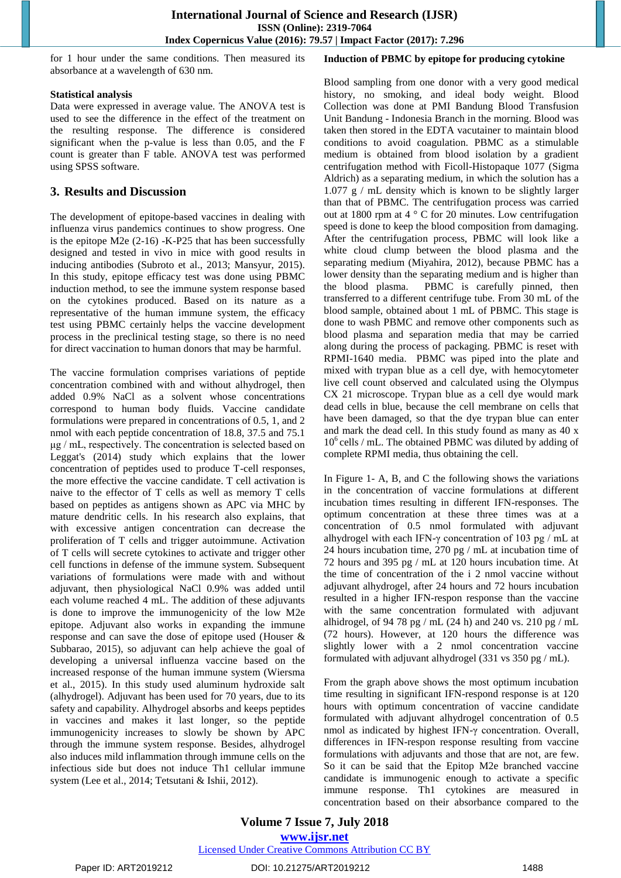for 1 hour under the same conditions. Then measured its absorbance at a wavelength of 630 nm.

**Statistical analysis**

Data were expressed in average value. The ANOVA test is used to see the difference in the effect of the treatment on the resulting response. The difference is considered significant when the p-value is less than 0.05, and the F count is greater than F table. ANOVA test was performed using SPSS software.

## 3. Results and Discussion

The development of epitope-based vaccines in dealing with influenza virus pandemics continues to show progress. One is the epitope M2e (2-16) -K-P25 that has been successfully designed and tested in vivo in mice with good results in inducing antibodies (Subroto et al., 2013; Mansyur, 2015). In this study, epitope efficacy test was done using PBMC induction method, to see the immune system response based on the cytokines produced. Based on its nature as a representative of the human immune system, the efficacy test using PBMC certainly helps the vaccine development process in the preclinical testing stage, so there is no need for direct vaccination to human donors that may be harmful.

The vaccine formulation comprises variations of peptide concentration combined with and without alhydrogel, then added 0.9% NaCl as a solvent whose concentrations correspond to human body fluids. Vaccine candidate formulations were prepared in concentrations of 0.5, 1, and 2 nmol with each peptide concentration of 18.8, 37.5 and 75.1 µg / mL, respectively. The concentration is selected based on Leggat's (2014) study which explains that the lower concentration of peptides used to produce T-cell responses, the more effective the vaccine candidate. T cell activation is naive to the effector of T cells as well as memory T cells based on peptides as antigens shown as APC via MHC by mature dendritic cells. In his research also explains, that with excessive antigen concentration can decrease the proliferation of T cells and trigger autoimmune. Activation of T cells will secrete cytokines to activate and trigger other cell functions in defense of the immune system. Subsequent variations of formulations were made with and without adjuvant, then physiological NaCl 0.9% was added until each volume reached 4 mL. The addition of these adjuvants is done to improve the immunogenicity of the low M2e epitope. Adjuvant also works in expanding the immune response and can save the dose of epitope used (Houser & Subbarao, 2015), so adjuvant can help achieve the goal of developing a universal influenza vaccine based on the increased response of the human immune system (Wiersma et al., 2015). In this study used aluminum hydroxide salt (alhydrogel). Adjuvant has been used for 70 years, due to its safety and capability. Alhydrogel absorbs and keeps peptides in vaccines and makes it last longer, so the peptide immunogenicity increases to slowly be shown by APC through the immune system response. Besides, alhydrogel also induces mild inflammation through immune cells on the infectious side but does not induce Th1 cellular immune system (Lee et al., 2014; Tetsutani & Ishii, 2012).

**Induction of PBMC by epitope for producing cytokine**

Blood sampling from one donor with a very good medical history, no smoking, and ideal body weight. Blood Collection was done at PMI Bandung Blood Transfusion Unit Bandung - Indonesia Branch in the morning. Blood was taken then stored in the EDTA vacutainer to maintain blood conditions to avoid coagulation. PBMC as a stimulable medium is obtained from blood isolation by a gradient centrifugation method with Ficoll-Histopaque 1077 (Sigma Aldrich) as a separating medium, in which the solution has a 1.077 g / mL density which is known to be slightly larger than that of PBMC. The centrifugation process was carried out at 1800 rpm at 4 ° C for 20 minutes. Low centrifugation speed is done to keep the blood composition from damaging. After the centrifugation process, PBMC will look like a white cloud clump between the blood plasma and the separating medium (Miyahira, 2012), because PBMC has a lower density than the separating medium and is higher than the blood plasma. PBMC is carefully pinned, then transferred to a different centrifuge tube. From 30 mL of the blood sample, obtained about 1 mL of PBMC. This stage is done to wash PBMC and remove other components such as blood plasma and separation media that may be carried along during the process of packaging. PBMC is reset with RPMI-1640 media. PBMC was piped into the plate and mixed with trypan blue as a cell dye, with hemocytometer live cell count observed and calculated using the Olympus CX 21 microscope. Trypan blue as a cell dye would mark dead cells in blue, because the cell membrane on cells that have been damaged, so that the dye trypan blue can enter and mark the dead cell. In this study found as many as 40 x $10^6$ cells / mL. The obtained PBMC was diluted by adding of complete RPMI media, thus obtaining the cell.

In Figure 1- A, B, and C the following shows the variations in the concentration of vaccine formulations at different incubation times resulting in different IFN-responses. The optimum concentration at these three times was at a concentration of 0.5 nmol formulated with adjuvant alhydrogel with each IFN-γ concentration of 103 pg / mL at 24 hours incubation time, 270 pg / mL at incubation time of 72 hours and 395 pg / mL at 120 hours incubation time. At the time of concentration of the i 2 nmol vaccine without adjuvant alhydrogel, after 24 hours and 72 hours incubation resulted in a higher IFN-respon response than the vaccine with the same concentration formulated with adjuvant alhidrogel, of 94 78 pg / mL (24 h) and 240 vs. 210 pg / mL (72 hours). However, at 120 hours the difference was slightly lower with a 2 nmol concentration vaccine formulated with adjuvant alhydrogel (331 vs 350 pg / mL).

From the graph above shows the most optimum incubation time resulting in significant IFN-respond response is at 120 hours with optimum concentration of vaccine candidate formulated with adjuvant alhydrogel concentration of 0.5 nmol as indicated by highest IFN-γ concentration. Overall, differences in IFN-respon response resulting from vaccine formulations with adjuvants and those that are not, are few. So it can be said that the Epitop M2e branched vaccine candidate is immunogenic enough to activate a specific immune response. Th1 cytokines are measured in concentration based on their absorbance compared to the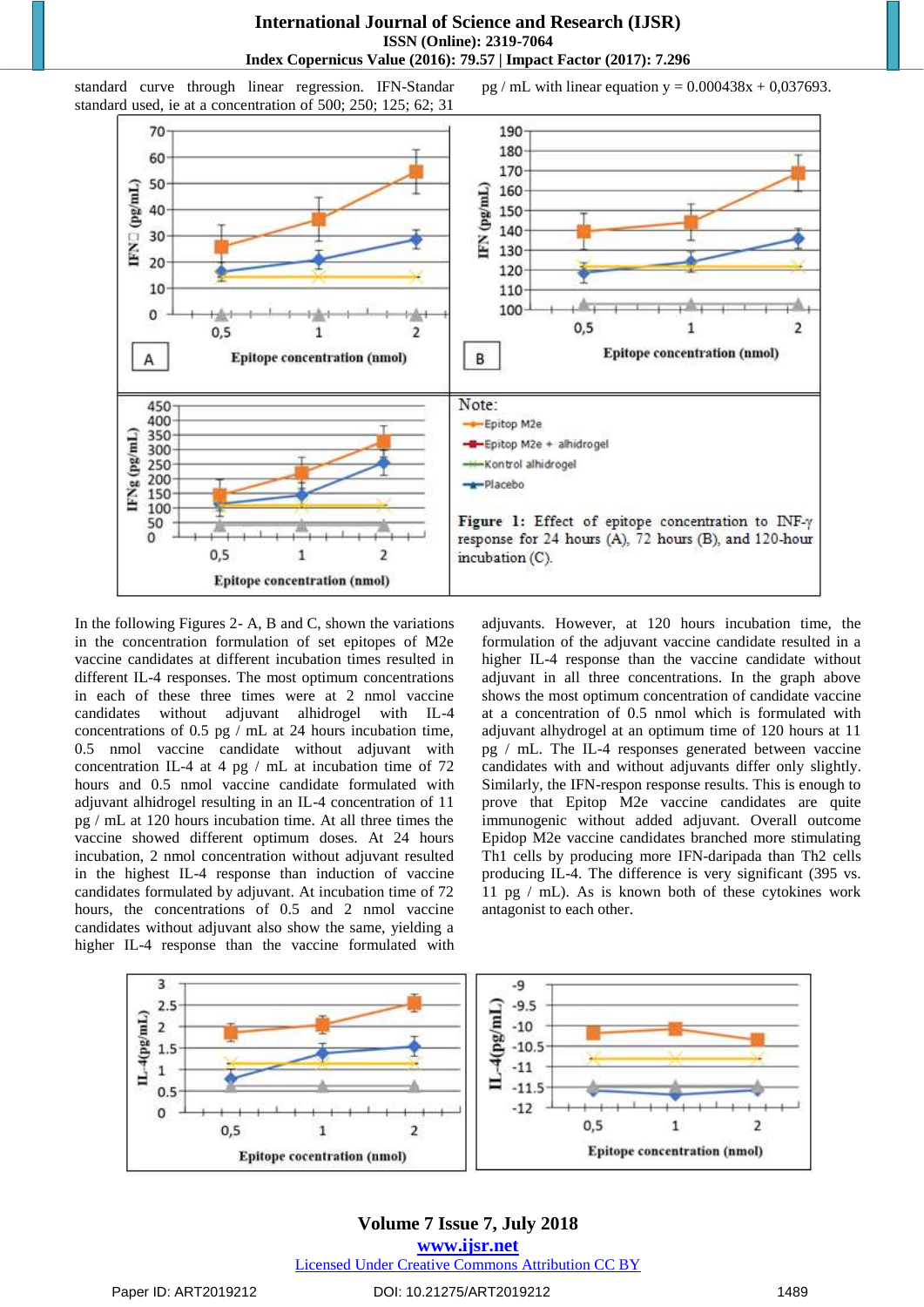standard curve through linear regression. IFN-Standar standard used, ie at a concentration of 500; 250; 125; 62; 31 pg / mL with linear equation y = 0.000438x + 0,037693.

Note:
- Epitop M2e
- Epitop M2e + alhidrogel
- Kontrol alhidrogel
- Placebo

**Figure 1:** Effect of epitope concentration to INF-γ response for 24 hours (A), 72 hours (B), and 120-hour incubation (C).

In the following Figures 2- A, B and C, shown the variations in the concentration formulation of set epitopes of M2e vaccine candidates at different incubation times resulted in different IL-4 responses. The most optimum concentrations in each of these three times were at 2 nmol vaccine candidates without adjuvant alhidrogel with IL-4 concentrations of 0.5 pg / mL at 24 hours incubation time, 0.5 nmol vaccine candidate without adjuvant with concentration IL-4 at 4 pg / mL at incubation time of 72 hours and 0.5 nmol vaccine candidate formulated with adjuvant alhidrogel resulting in an IL-4 concentration of 11 pg / mL at 120 hours incubation time. At all three times the vaccine showed different optimum doses. At 24 hours incubation, 2 nmol concentration without adjuvant resulted in the highest IL-4 response than induction of vaccine candidates formulated by adjuvant. At incubation time of 72 hours, the concentrations of 0.5 and 2 nmol vaccine candidates without adjuvant also show the same, yielding a higher IL-4 response than the vaccine formulated with adjuvants. However, at 120 hours incubation time, the formulation of the adjuvant vaccine candidate resulted in a higher IL-4 response than the vaccine candidate without adjuvant in all three concentrations. In the graph above shows the most optimum concentration of candidate vaccine at a concentration of 0.5 nmol which is formulated with adjuvant alhydrogel at an optimum time of 120 hours at 11 pg / mL. The IL-4 responses generated between vaccine candidates with and without adjuvants differ only slightly. Similarly, the IFN-respon response results. This is enough to prove that Epitop M2e vaccine candidates are quite immunogenic without added adjuvant. Overall outcome Epidop M2e vaccine candidates branched more stimulating Th1 cells by producing more IFN-daripada than Th2 cells producing IL-4. The difference is very significant (395 vs. 11 pg / mL). As is known both of these cytokines work antagonist to each other.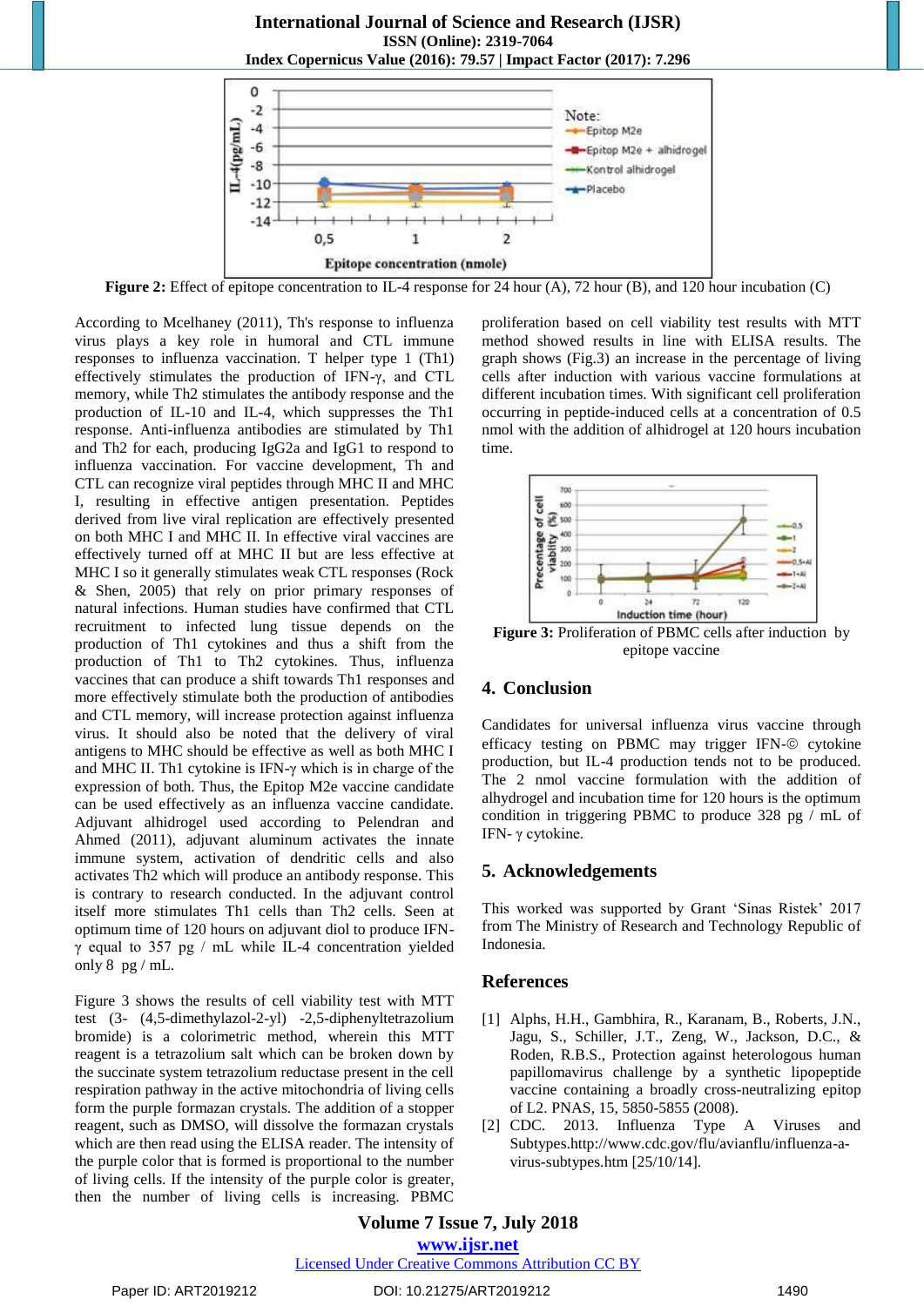Figure 2: Effect of epitope concentration to IL-4 response for 24 hour (A), 72 hour (B), and 120 hour incubation (C)

According to Mcelhaney (2011), Th's response to influenza virus plays a key role in humoral and CTL immune responses to influenza vaccination. T helper type 1 (Th1) effectively stimulates the production of IFN-γ, and CTL memory, while Th2 stimulates the antibody response and the production of IL-10 and IL-4, which suppresses the Th1 response. Anti-influenza antibodies are stimulated by Th1 and Th2 for each, producing IgG2a and IgG1 to respond to influenza vaccination. For vaccine development, Th and CTL can recognize viral peptides through MHC II and MHC I, resulting in effective antigen presentation. Peptides derived from live viral replication are effectively presented on both MHC I and MHC II. In effective viral vaccines are effectively turned off at MHC II but are less effective at MHC I so it generally stimulates weak CTL responses (Rock & Shen, 2005) that rely on prior primary responses of natural infections. Human studies have confirmed that CTL recruitment to infected lung tissue depends on the production of Th1 cytokines and thus a shift from the production of Th1 to Th2 cytokines. Thus, influenza vaccines that can produce a shift towards Th1 responses and more effectively stimulate both the production of antibodies and CTL memory, will increase protection against influenza virus. It should also be noted that the delivery of viral antigens to MHC should be effective as well as both MHC I and MHC II. Th1 cytokine is IFN-γ which is in charge of the expression of both. Thus, the Epitop M2e vaccine candidate can be used effectively as an influenza vaccine candidate. Adjuvant alhidrogel used according to Pelendran and Ahmed (2011), adjuvant aluminum activates the innate immune system, activation of dendritic cells and also activates Th2 which will produce an antibody response. This is contrary to research conducted. In the adjuvant control itself more stimulates Th1 cells than Th2 cells. Seen at optimum time of 120 hours on adjuvant diol to produce IFN-γ equal to 357 pg / mL while IL-4 concentration yielded only 8 pg / mL.

Figure 3 shows the results of cell viability test with MTT test (3- (4,5-dimethylazol-2-yl) -2,5-diphenyltetrazolium bromide) is a colorimetric method, wherein this MTT reagent is a tetrazolium salt which can be broken down by the succinate system tetrazolium reductase present in the cell respiration pathway in the active mitochondria of living cells form the purple formazan crystals. The addition of a stopper reagent, such as DMSO, will dissolve the formazan crystals which are then read using the ELISA reader. The intensity of the purple color that is formed is proportional to the number of living cells. If the intensity of the purple color is greater, then the number of living cells is increasing. PBMC proliferation based on cell viability test results with MTT method showed results in line with ELISA results. The graph shows (Fig.3) an increase in the percentage of living cells after induction with various vaccine formulations at different incubation times. With significant cell proliferation occurring in peptide-induced cells at a concentration of 0.5 nmol with the addition of alhidrogel at 120 hours incubation time.

Figure 3: Proliferation of PBMC cells after induction by epitope vaccine

## 4. Conclusion

Candidates for universal influenza virus vaccine through efficacy testing on PBMC may trigger IFN-© cytokine production, but IL-4 production tends not to be produced. The 2 nmol vaccine formulation with the addition of alhydrogel and incubation time for 120 hours is the optimum condition in triggering PBMC to produce 328 pg / mL of IFN- γ cytokine.

## 5. Acknowledgements

This worked was supported by Grant 'Sinas Ristek' 2017 from The Ministry of Research and Technology Republic of Indonesia.

## References

[1] Alphs, H.H., Gambhira, R., Karanam, B., Roberts, J.N., Jagu, S., Schiller, J.T., Zeng, W., Jackson, D.C., & Roden, R.B.S., Protection against heterologous human papillomavirus challenge by a synthetic lipopeptide vaccine containing a broadly cross-neutralizing epitop of L2. PNAS, 15, 5850-5855 (2008).

[2] CDC. 2013. Influenza Type A Viruses and Subtypes.http://www.cdc.gov/flu/avianflu/influenza-a-virus-subtypes.htm [25/10/14].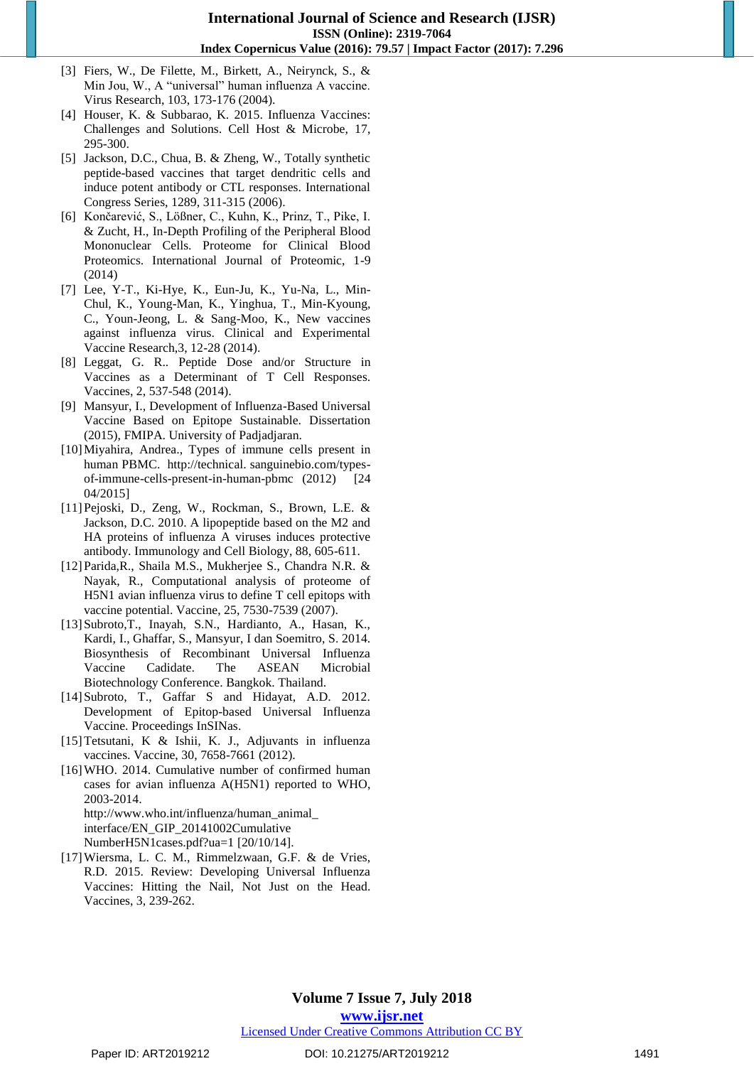[3] Fiers, W., De Filette, M., Birkett, A., Neirynck, S., & Min Jou, W., A "universal" human influenza A vaccine. Virus Research, 103, 173-176 (2004).

[4] Houser, K. & Subbarao, K. 2015. Influenza Vaccines: Challenges and Solutions. Cell Host & Microbe, 17, 295-300.

[5] Jackson, D.C., Chua, B. & Zheng, W., Totally synthetic peptide-based vaccines that target dendritic cells and induce potent antibody or CTL responses. International Congress Series, 1289, 311-315 (2006).

[6] Končarević, S., Lößner, C., Kuhn, K., Prinz, T., Pike, I. & Zucht, H., In-Depth Profiling of the Peripheral Blood Mononuclear Cells. Proteome for Clinical Blood Proteomics. International Journal of Proteomic, 1-9 (2014)

[7] Lee, Y-T., Ki-Hye, K., Eun-Ju, K., Yu-Na, L., Min-Chul, K., Young-Man, K., Yinghua, T., Min-Kyoung, C., Youn-Jeong, L. & Sang-Moo, K., New vaccines against influenza virus. Clinical and Experimental Vaccine Research,3, 12-28 (2014).

[8] Leggat, G. R.. Peptide Dose and/or Structure in Vaccines as a Determinant of T Cell Responses. Vaccines, 2, 537-548 (2014).

[9] Mansyur, I., Development of Influenza-Based Universal Vaccine Based on Epitope Sustainable. Dissertation (2015), FMIPA. University of Padjadjaran.

[10] Miyahira, Andrea., Types of immune cells present in human PBMC. http://technical. sanguinebio.com/types-of-immune-cells-present-in-human-pbmc (2012) [24 04/2015]

[11] Pejoski, D., Zeng, W., Rockman, S., Brown, L.E. & Jackson, D.C. 2010. A lipopeptide based on the M2 and HA proteins of influenza A viruses induces protective antibody. Immunology and Cell Biology, 88, 605-611.

[12] Parida,R., Shaila M.S., Mukherjee S., Chandra N.R. & Nayak, R., Computational analysis of proteome of H5N1 avian influenza virus to define T cell epitops with vaccine potential. Vaccine, 25, 7530-7539 (2007).

[13] Subroto,T., Inayah, S.N., Hardianto, A., Hasan, K., Kardi, I., Ghaffar, S., Mansyur, I dan Soemitro, S. 2014. Biosynthesis of Recombinant Universal Influenza Vaccine Cadidate. The ASEAN Microbial Biotechnology Conference. Bangkok. Thailand.

[14] Subroto, T., Gaffar S and Hidayat, A.D. 2012. Development of Epitop-based Universal Influenza Vaccine. Proceedings InSINas.

[15] Tetsutani, K & Ishii, K. J., Adjuvants in influenza vaccines. Vaccine, 30, 7658-7661 (2012).

[16] WHO. 2014. Cumulative number of confirmed human cases for avian influenza A(H5N1) reported to WHO, 2003-2014. http://www.who.int/influenza/human_animal_ interface/EN_GIP_20141002Cumulative NumberH5N1cases.pdf?ua=1 [20/10/14].

[17] Wiersma, L. C. M., Rimmelzwaan, G.F. & de Vries, R.D. 2015. Review: Developing Universal Influenza Vaccines: Hitting the Nail, Not Just on the Head. Vaccines, 3, 239-262.